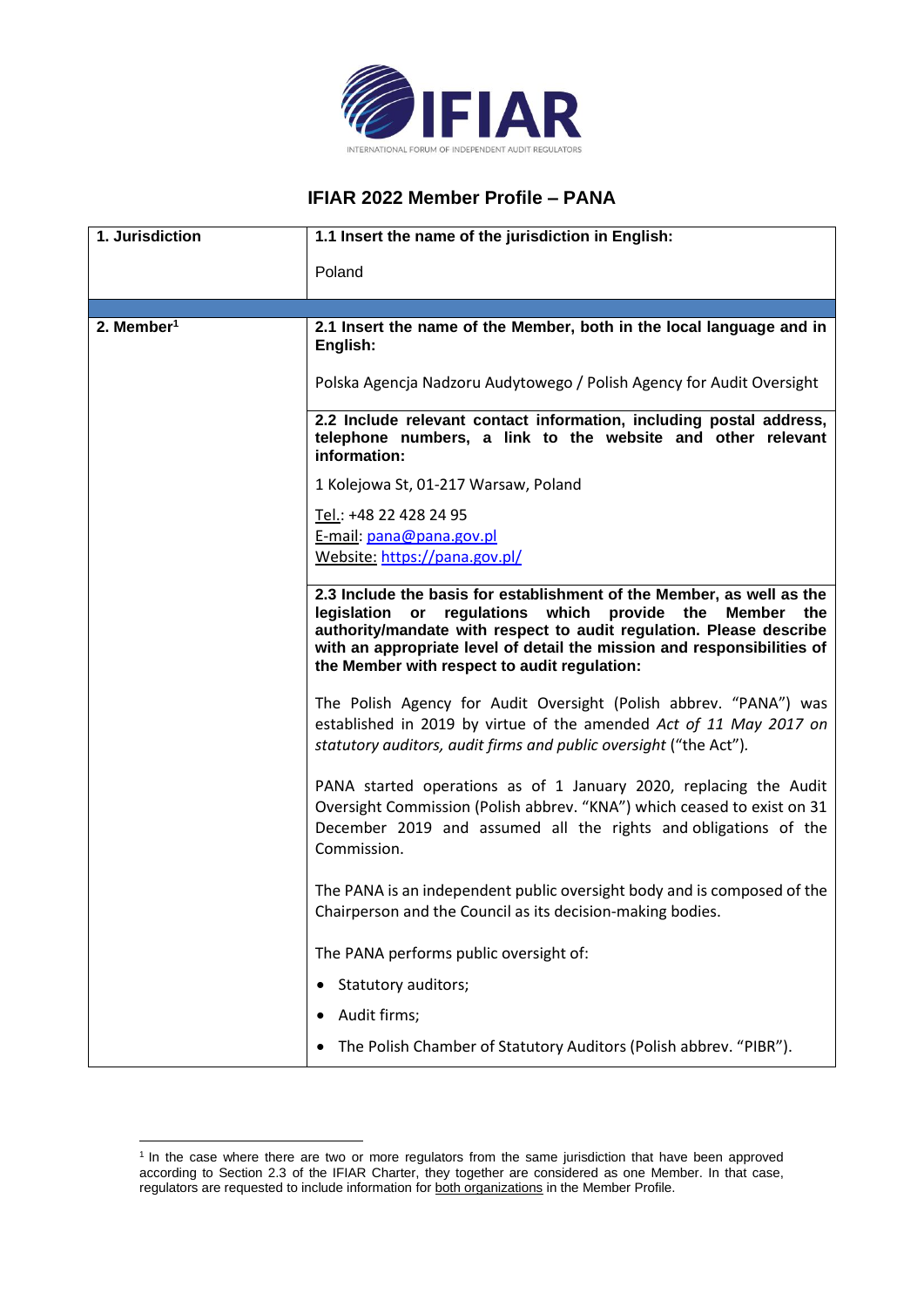# IFIAR 2022 Member Profile – PANA

| 1. Jurisdiction | **1.1 Insert the name of the jurisdiction in English:**<br><br>Poland |
|---|---|
| | |
| **2. Member[1]** | **2.1 Insert the name of the Member, both in the local language and in English:**<br><br>Polska Agencja Nadzoru Audytowego / Polish Agency for Audit Oversight |
| | **2.2 Include relevant contact information, including postal address, telephone numbers, a link to the website and other relevant information:**<br><br>1 Kolejowa St, 01-217 Warsaw, Poland<br><br>Tel.: +48 22 428 24 95<br>E-mail: pana@pana.gov.pl<br>Website: https://pana.gov.pl/ |
| | **2.3 Include the basis for establishment of the Member, as well as the legislation or regulations which provide the Member the authority/mandate with respect to audit regulation. Please describe with an appropriate level of detail the mission and responsibilities of the Member with respect to audit regulation:**<br><br>The Polish Agency for Audit Oversight (Polish abbrev. "PANA") was established in 2019 by virtue of the amended *Act of 11 May 2017 on statutory auditors, audit firms and public oversight* ("the Act").<br><br>PANA started operations as of 1 January 2020, replacing the Audit Oversight Commission (Polish abbrev. "KNA") which ceased to exist on 31 December 2019 and assumed all the rights and obligations of the Commission.<br><br>The PANA is an independent public oversight body and is composed of the Chairperson and the Council as its decision-making bodies.<br><br>The PANA performs public oversight of:<br><br>• Statutory auditors;<br>• Audit firms;<br>• The Polish Chamber of Statutory Auditors (Polish abbrev. "PIBR"). |

[1] In the case where there are two or more regulators from the same jurisdiction that have been approved according to Section 2.3 of the IFIAR Charter, they together are considered as one Member. In that case, regulators are requested to include information for both organizations in the Member Profile.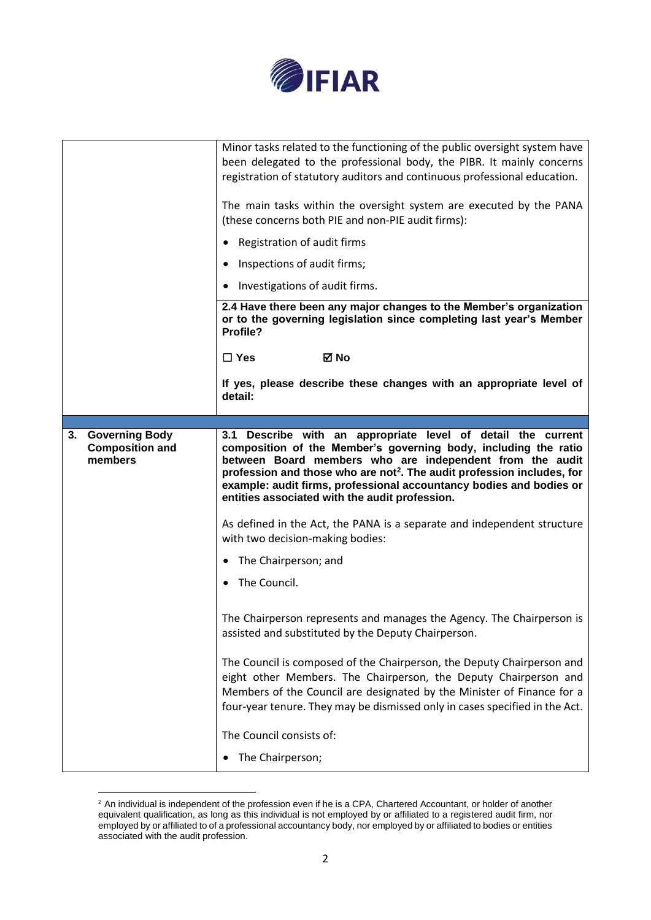| | |
|---|---|
| | Minor tasks related to the functioning of the public oversight system have been delegated to the professional body, the PIBR. It mainly concerns registration of statutory auditors and continuous professional education.<br><br>The main tasks within the oversight system are executed by the PANA (these concerns both PIE and non-PIE audit firms):<br><br>• Registration of audit firms<br>• Inspections of audit firms;<br>• Investigations of audit firms. |
| | **2.4 Have there been any major changes to the Member's organization or to the governing legislation since completing last year's Member Profile?**<br><br>**☐ Yes ☑ No**<br><br>**If yes, please describe these changes with an appropriate level of detail:** |
| | |
| **3. Governing Body Composition and members** | **3.1 Describe with an appropriate level of detail the current composition of the Member's governing body, including the ratio between Board members who are independent from the audit profession and those who are not[2]. The audit profession includes, for example: audit firms, professional accountancy bodies and bodies or entities associated with the audit profession.**<br><br>As defined in the Act, the PANA is a separate and independent structure with two decision-making bodies:<br><br>• The Chairperson; and<br>• The Council.<br><br>The Chairperson represents and manages the Agency. The Chairperson is assisted and substituted by the Deputy Chairperson.<br><br>The Council is composed of the Chairperson, the Deputy Chairperson and eight other Members. The Chairperson, the Deputy Chairperson and Members of the Council are designated by the Minister of Finance for a four-year tenure. They may be dismissed only in cases specified in the Act.<br><br>The Council consists of:<br><br>• The Chairperson; |

[2] An individual is independent of the profession even if he is a CPA, Chartered Accountant, or holder of another equivalent qualification, as long as this individual is not employed by or affiliated to a registered audit firm, nor employed by or affiliated to of a professional accountancy body, nor employed by or affiliated to bodies or entities associated with the audit profession.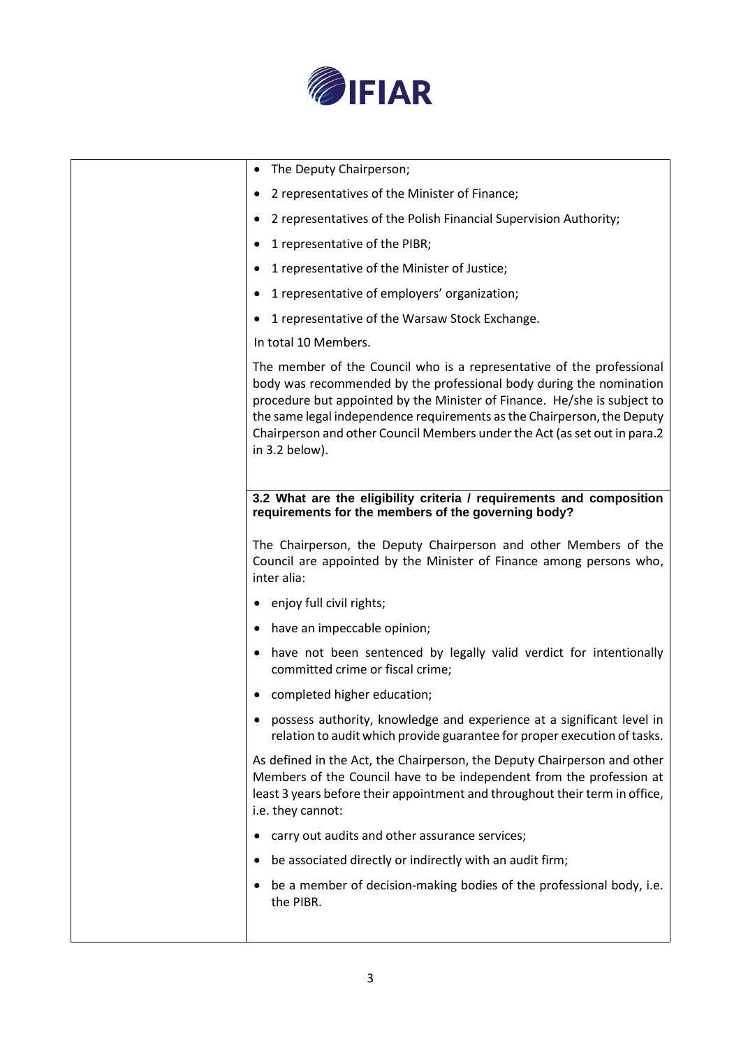- The Deputy Chairperson;
- 2 representatives of the Minister of Finance;
- 2 representatives of the Polish Financial Supervision Authority;
- 1 representative of the PIBR;
- 1 representative of the Minister of Justice;
- 1 representative of employers' organization;
- 1 representative of the Warsaw Stock Exchange.

In total 10 Members.

The member of the Council who is a representative of the professional body was recommended by the professional body during the nomination procedure but appointed by the Minister of Finance. He/she is subject to the same legal independence requirements as the Chairperson, the Deputy Chairperson and other Council Members under the Act (as set out in para.2 in 3.2 below).

**3.2 What are the eligibility criteria / requirements and composition requirements for the members of the governing body?**

The Chairperson, the Deputy Chairperson and other Members of the Council are appointed by the Minister of Finance among persons who, inter alia:

- enjoy full civil rights;
- have an impeccable opinion;
- have not been sentenced by legally valid verdict for intentionally committed crime or fiscal crime;
- completed higher education;
- possess authority, knowledge and experience at a significant level in relation to audit which provide guarantee for proper execution of tasks.

As defined in the Act, the Chairperson, the Deputy Chairperson and other Members of the Council have to be independent from the profession at least 3 years before their appointment and throughout their term in office, i.e. they cannot:

- carry out audits and other assurance services;
- be associated directly or indirectly with an audit firm;
- be a member of decision-making bodies of the professional body, i.e. the PIBR.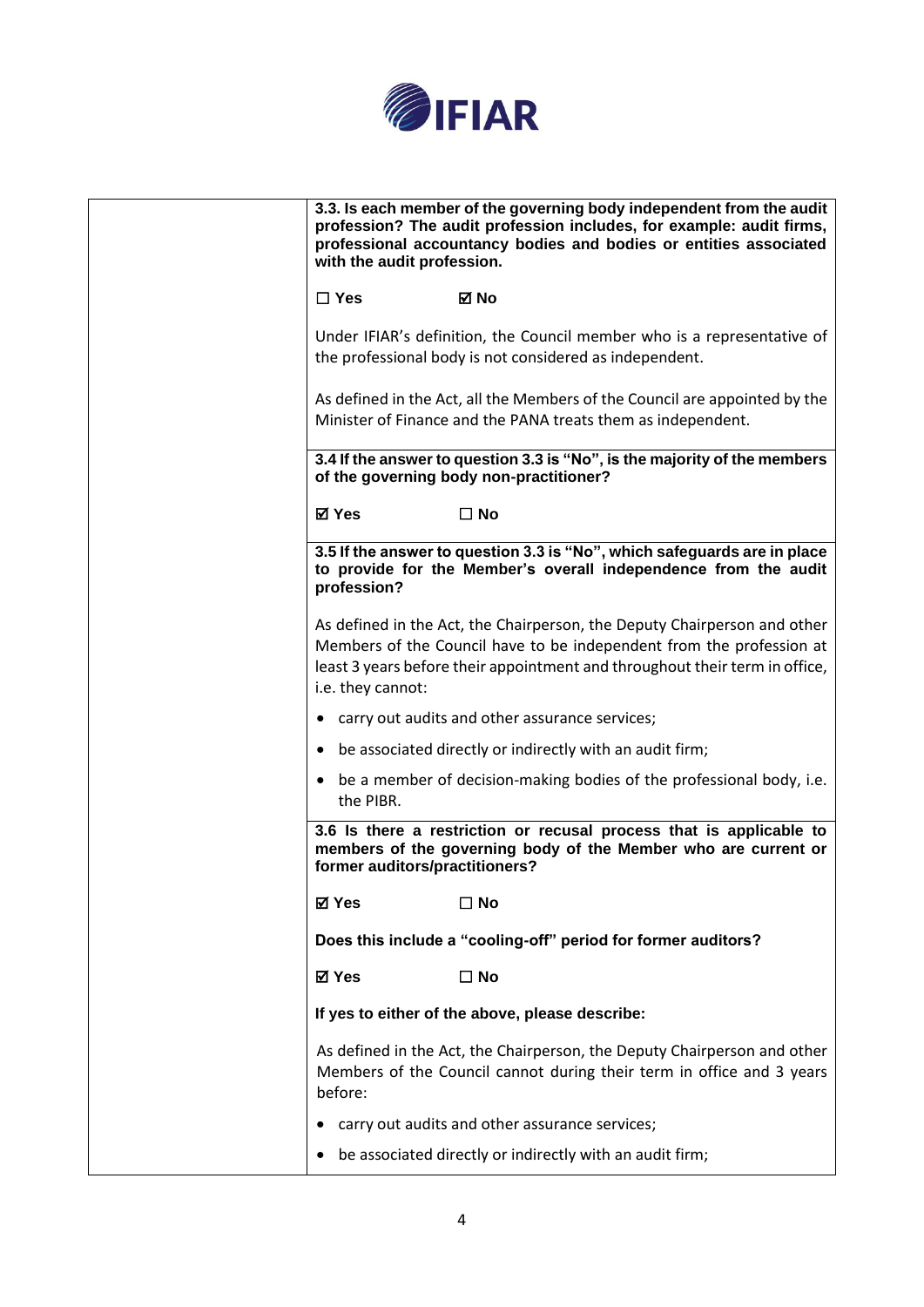| | |
|---|---|
| | **3.3. Is each member of the governing body independent from the audit profession? The audit profession includes, for example: audit firms, professional accountancy bodies and bodies or entities associated with the audit profession.**<br><br>☐ **Yes** ☑ **No**<br><br>Under IFIAR's definition, the Council member who is a representative of the professional body is not considered as independent.<br><br>As defined in the Act, all the Members of the Council are appointed by the Minister of Finance and the PANA treats them as independent. |
| | **3.4 If the answer to question 3.3 is "No", is the majority of the members of the governing body non-practitioner?**<br><br>☑ **Yes** ☐ **No** |
| | **3.5 If the answer to question 3.3 is "No", which safeguards are in place to provide for the Member's overall independence from the audit profession?**<br><br>As defined in the Act, the Chairperson, the Deputy Chairperson and other Members of the Council have to be independent from the profession at least 3 years before their appointment and throughout their term in office, i.e. they cannot:<br><br>• carry out audits and other assurance services;<br>• be associated directly or indirectly with an audit firm;<br>• be a member of decision-making bodies of the professional body, i.e. the PIBR. |
| | **3.6 Is there a restriction or recusal process that is applicable to members of the governing body of the Member who are current or former auditors/practitioners?**<br><br>☑ **Yes** ☐ **No**<br><br>**Does this include a "cooling-off" period for former auditors?**<br><br>☑ **Yes** ☐ **No**<br><br>**If yes to either of the above, please describe:**<br><br>As defined in the Act, the Chairperson, the Deputy Chairperson and other Members of the Council cannot during their term in office and 3 years before:<br><br>• carry out audits and other assurance services;<br>• be associated directly or indirectly with an audit firm; |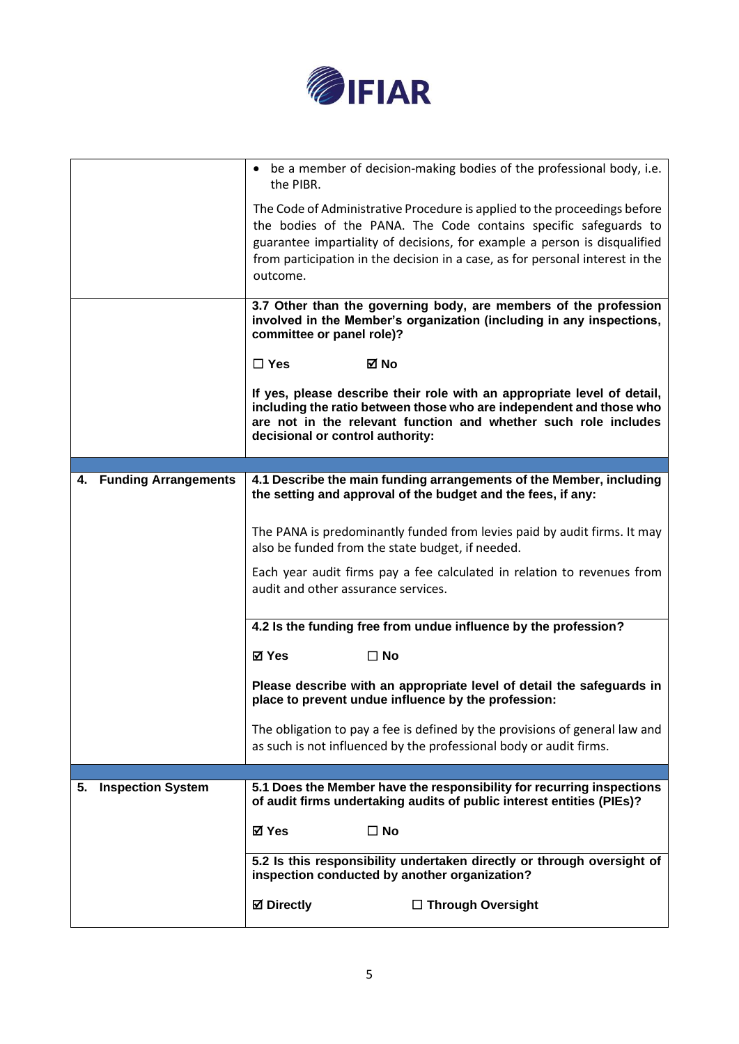| | |
|---|---|
| | • be a member of decision-making bodies of the professional body, i.e. the PIBR.<br><br>The Code of Administrative Procedure is applied to the proceedings before the bodies of the PANA. The Code contains specific safeguards to guarantee impartiality of decisions, for example a person is disqualified from participation in the decision in a case, as for personal interest in the outcome. |
| | **3.7 Other than the governing body, are members of the profession involved in the Member's organization (including in any inspections, committee or panel role)?**<br><br>☐ **Yes** ☑ **No**<br><br>**If yes, please describe their role with an appropriate level of detail, including the ratio between those who are independent and those who are not in the relevant function and whether such role includes decisional or control authority:** |
| **4. Funding Arrangements** | **4.1 Describe the main funding arrangements of the Member, including the setting and approval of the budget and the fees, if any:**<br><br>The PANA is predominantly funded from levies paid by audit firms. It may also be funded from the state budget, if needed.<br><br>Each year audit firms pay a fee calculated in relation to revenues from audit and other assurance services. |
| | **4.2 Is the funding free from undue influence by the profession?**<br><br>☑ **Yes** ☐ **No**<br><br>**Please describe with an appropriate level of detail the safeguards in place to prevent undue influence by the profession:**<br><br>The obligation to pay a fee is defined by the provisions of general law and as such is not influenced by the professional body or audit firms. |
| **5. Inspection System** | **5.1 Does the Member have the responsibility for recurring inspections of audit firms undertaking audits of public interest entities (PIEs)?**<br><br>☑ **Yes** ☐ **No** |
| | **5.2 Is this responsibility undertaken directly or through oversight of inspection conducted by another organization?**<br><br>☑ **Directly** ☐ **Through Oversight** |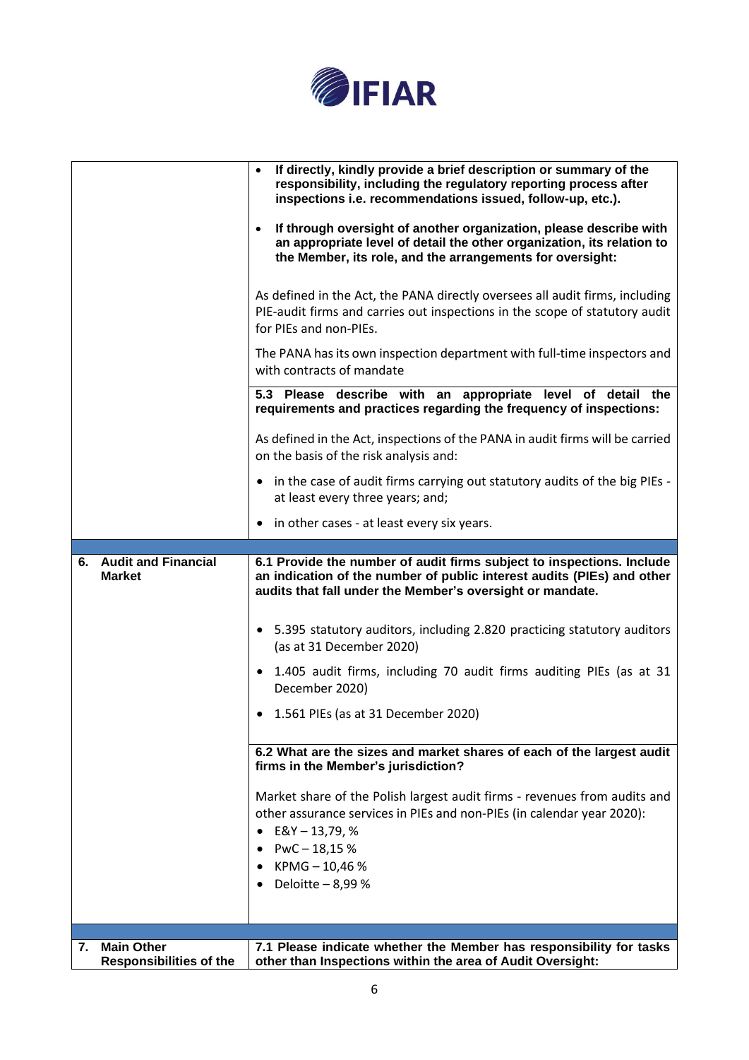| | |
|---|---|
| | • **If directly, kindly provide a brief description or summary of the responsibility, including the regulatory reporting process after inspections i.e. recommendations issued, follow-up, etc.).**<br><br>• **If through oversight of another organization, please describe with an appropriate level of detail the other organization, its relation to the Member, its role, and the arrangements for oversight:**<br><br>As defined in the Act, the PANA directly oversees all audit firms, including PIE-audit firms and carries out inspections in the scope of statutory audit for PIEs and non-PIEs.<br><br>The PANA has its own inspection department with full-time inspectors and with contracts of mandate |
| | **5.3 Please describe with an appropriate level of detail the requirements and practices regarding the frequency of inspections:**<br><br>As defined in the Act, inspections of the PANA in audit firms will be carried on the basis of the risk analysis and:<br><br>• in the case of audit firms carrying out statutory audits of the big PIEs - at least every three years; and;<br><br>• in other cases - at least every six years. |
| | |
| **6. Audit and Financial Market** | **6.1 Provide the number of audit firms subject to inspections. Include an indication of the number of public interest audits (PIEs) and other audits that fall under the Member's oversight or mandate.**<br><br>• 5.395 statutory auditors, including 2.820 practicing statutory auditors (as at 31 December 2020)<br><br>• 1.405 audit firms, including 70 audit firms auditing PIEs (as at 31 December 2020)<br><br>• 1.561 PIEs (as at 31 December 2020) |
| | **6.2 What are the sizes and market shares of each of the largest audit firms in the Member's jurisdiction?**<br><br>Market share of the Polish largest audit firms - revenues from audits and other assurance services in PIEs and non-PIEs (in calendar year 2020):<br>• E&Y – 13,79, %<br>• PwC – 18,15 %<br>• KPMG – 10,46 %<br>• Deloitte – 8,99 % |
| | |
| **7. Main Other Responsibilities of the** | **7.1 Please indicate whether the Member has responsibility for tasks other than Inspections within the area of Audit Oversight:** |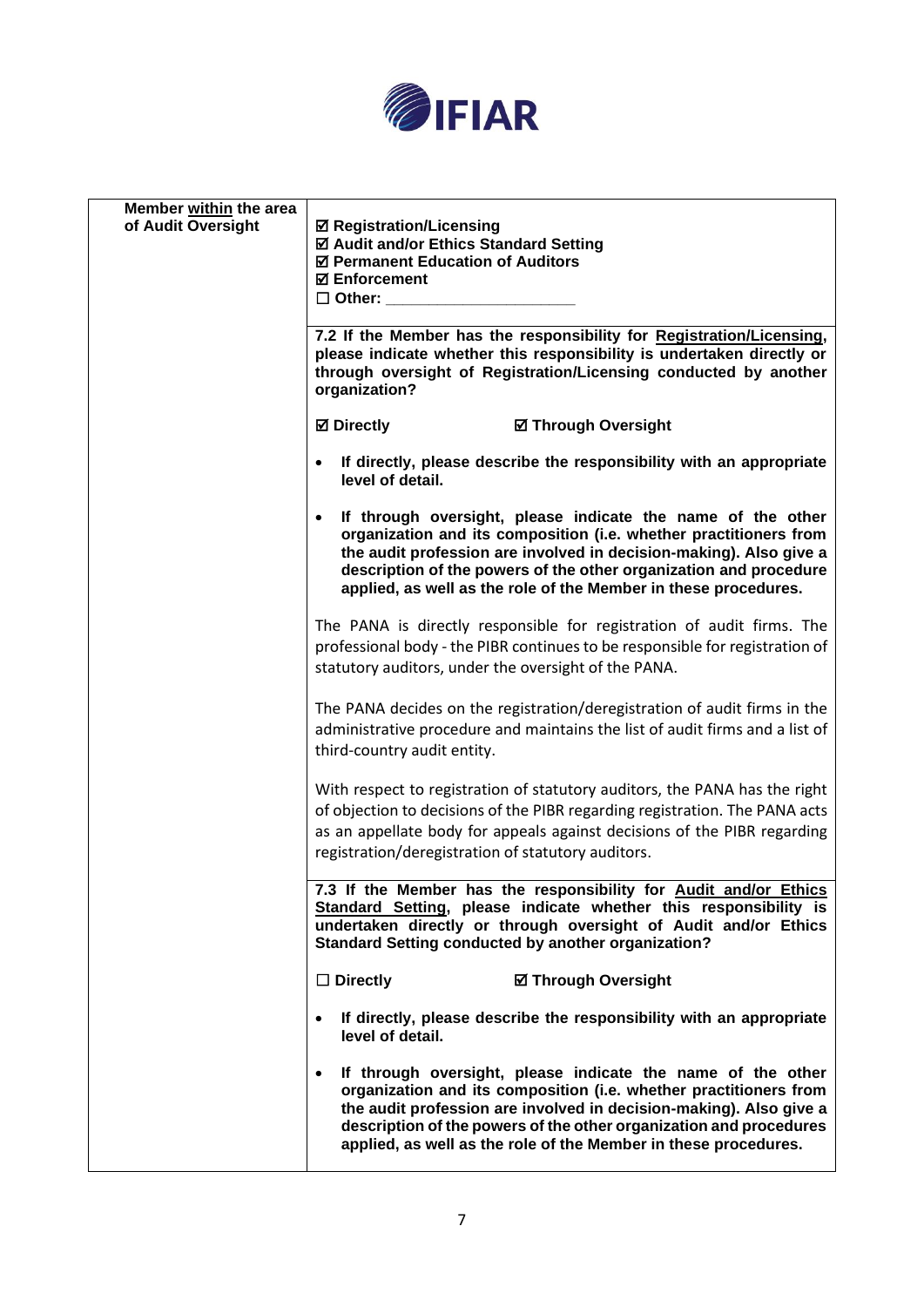| Member within the area of Audit Oversight | ☑ **Registration/Licensing**<br>☑ **Audit and/or Ethics Standard Setting**<br>☑ **Permanent Education of Auditors**<br>☑ **Enforcement**<br>☐ **Other: \_\_\_\_\_\_\_\_\_\_\_\_\_\_\_\_\_\_\_\_\_\_** |
|---|---|
| | **7.2 If the Member has the responsibility for Registration/Licensing, please indicate whether this responsibility is undertaken directly or through oversight of Registration/Licensing conducted by another organization?**<br><br>☑ **Directly** ☑ **Through Oversight**<br><br>• **If directly, please describe the responsibility with an appropriate level of detail.**<br><br>• **If through oversight, please indicate the name of the other organization and its composition (i.e. whether practitioners from the audit profession are involved in decision-making). Also give a description of the powers of the other organization and procedure applied, as well as the role of the Member in these procedures.**<br><br>The PANA is directly responsible for registration of audit firms. The professional body - the PIBR continues to be responsible for registration of statutory auditors, under the oversight of the PANA.<br><br>The PANA decides on the registration/deregistration of audit firms in the administrative procedure and maintains the list of audit firms and a list of third-country audit entity.<br><br>With respect to registration of statutory auditors, the PANA has the right of objection to decisions of the PIBR regarding registration. The PANA acts as an appellate body for appeals against decisions of the PIBR regarding registration/deregistration of statutory auditors. |
| | **7.3 If the Member has the responsibility for Audit and/or Ethics Standard Setting, please indicate whether this responsibility is undertaken directly or through oversight of Audit and/or Ethics Standard Setting conducted by another organization?**<br><br>☐ **Directly** ☑ **Through Oversight**<br><br>• **If directly, please describe the responsibility with an appropriate level of detail.**<br><br>• **If through oversight, please indicate the name of the other organization and its composition (i.e. whether practitioners from the audit profession are involved in decision-making). Also give a description of the powers of the other organization and procedures applied, as well as the role of the Member in these procedures.** |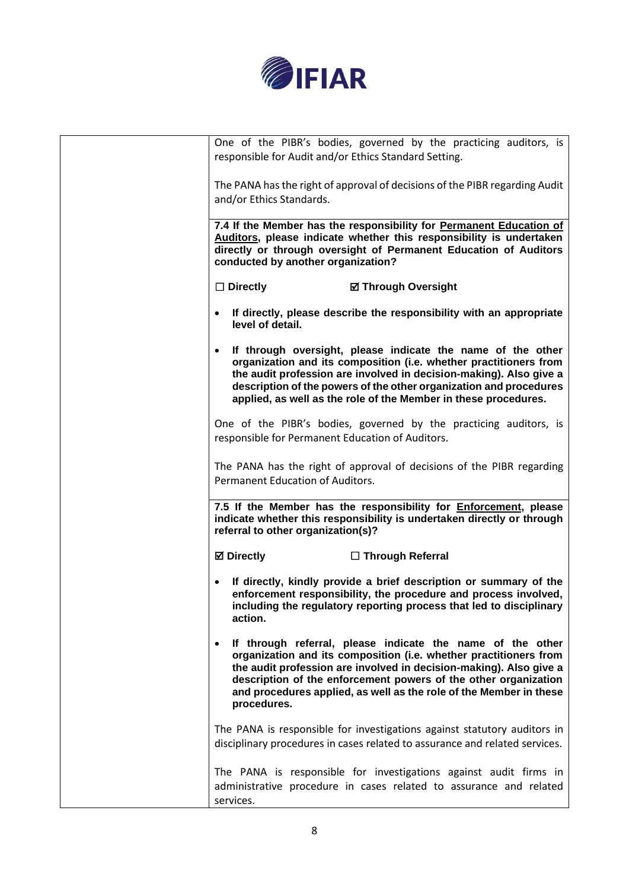| | |
|---|---|
| | One of the PIBR's bodies, governed by the practicing auditors, is responsible for Audit and/or Ethics Standard Setting.<br><br>The PANA has the right of approval of decisions of the PIBR regarding Audit and/or Ethics Standards. |
| | **7.4 If the Member has the responsibility for <u>Permanent Education of Auditors</u>, please indicate whether this responsibility is undertaken directly or through oversight of Permanent Education of Auditors conducted by another organization?**<br><br>☐ **Directly** ☑ **Through Oversight**<br><br>• **If directly, please describe the responsibility with an appropriate level of detail.**<br><br>• **If through oversight, please indicate the name of the other organization and its composition (i.e. whether practitioners from the audit profession are involved in decision-making). Also give a description of the powers of the other organization and procedures applied, as well as the role of the Member in these procedures.**<br><br>One of the PIBR's bodies, governed by the practicing auditors, is responsible for Permanent Education of Auditors.<br><br>The PANA has the right of approval of decisions of the PIBR regarding Permanent Education of Auditors. |
| | **7.5 If the Member has the responsibility for <u>Enforcement</u>, please indicate whether this responsibility is undertaken directly or through referral to other organization(s)?**<br><br>☑ **Directly** ☐ **Through Referral**<br><br>• **If directly, kindly provide a brief description or summary of the enforcement responsibility, the procedure and process involved, including the regulatory reporting process that led to disciplinary action.**<br><br>• **If through referral, please indicate the name of the other organization and its composition (i.e. whether practitioners from the audit profession are involved in decision-making). Also give a description of the enforcement powers of the other organization and procedures applied, as well as the role of the Member in these procedures.**<br><br>The PANA is responsible for investigations against statutory auditors in disciplinary procedures in cases related to assurance and related services.<br><br>The PANA is responsible for investigations against audit firms in administrative procedure in cases related to assurance and related services. |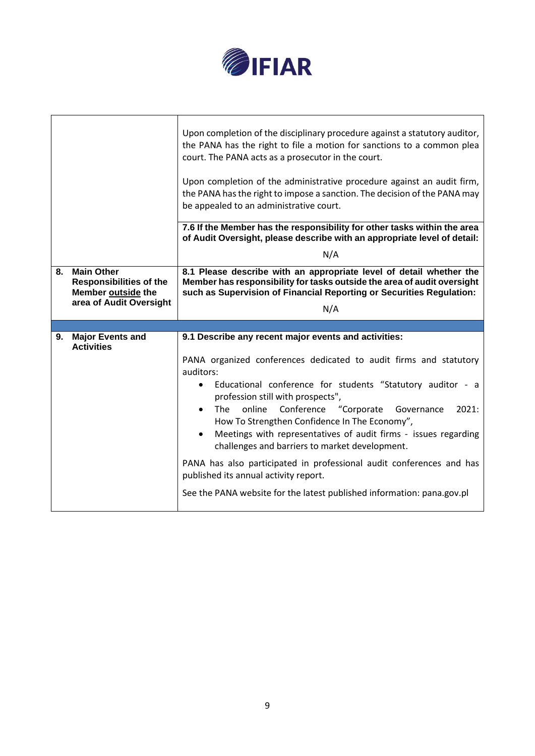| | |
|---|---|
| | Upon completion of the disciplinary procedure against a statutory auditor, the PANA has the right to file a motion for sanctions to a common plea court. The PANA acts as a prosecutor in the court.<br><br>Upon completion of the administrative procedure against an audit firm, the PANA has the right to impose a sanction. The decision of the PANA may be appealed to an administrative court. |
| | **7.6 If the Member has the responsibility for other tasks within the area of Audit Oversight, please describe with an appropriate level of detail:**<br><br>N/A |
| **8. Main Other Responsibilities of the Member outside the area of Audit Oversight** | **8.1 Please describe with an appropriate level of detail whether the Member has responsibility for tasks outside the area of audit oversight such as Supervision of Financial Reporting or Securities Regulation:**<br><br>N/A |
| | |
| **9. Major Events and Activities** | **9.1 Describe any recent major events and activities:**<br><br>PANA organized conferences dedicated to audit firms and statutory auditors:<br>• Educational conference for students "Statutory auditor - a profession still with prospects",<br>• The online Conference "Corporate Governance 2021: How To Strengthen Confidence In The Economy",<br>• Meetings with representatives of audit firms - issues regarding challenges and barriers to market development.<br><br>PANA has also participated in professional audit conferences and has published its annual activity report.<br><br>See the PANA website for the latest published information: pana.gov.pl |